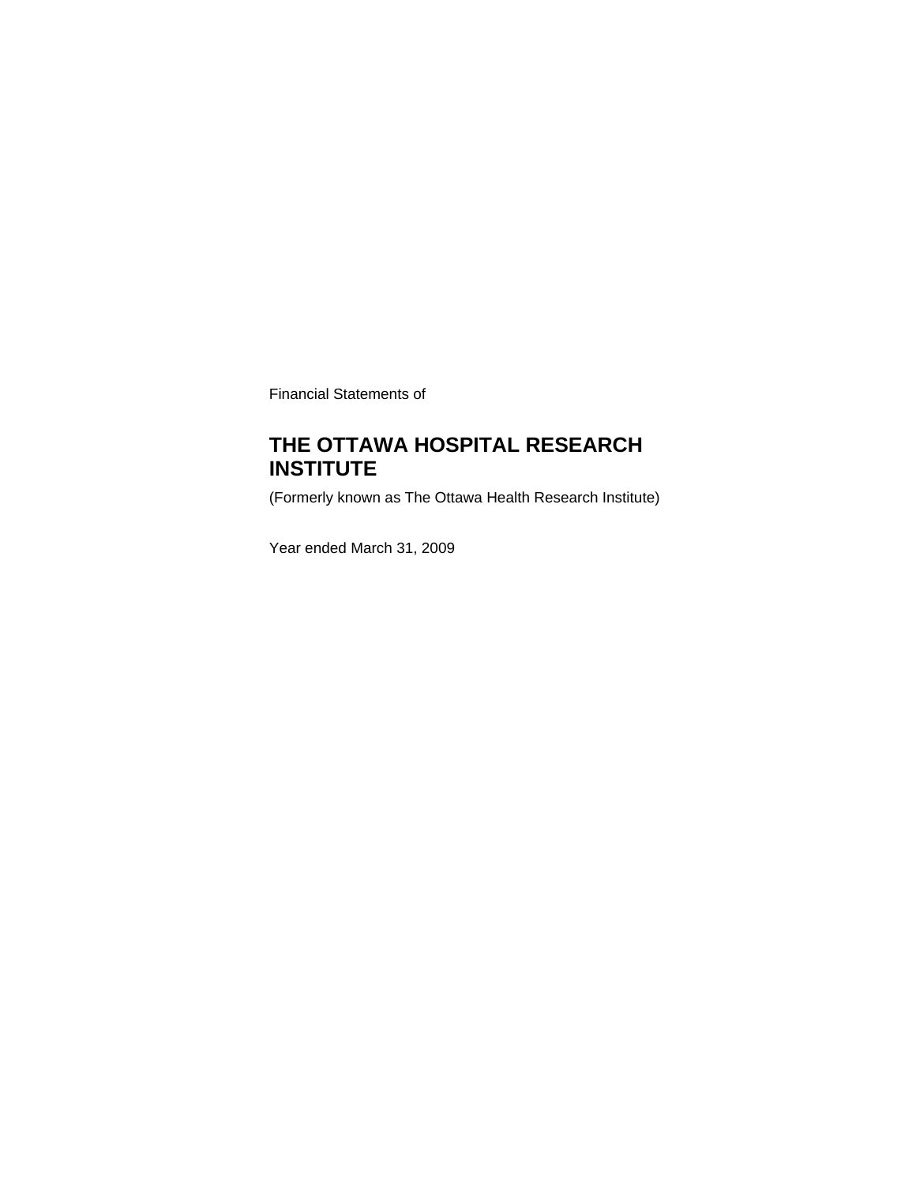Financial Statements of

# THE OTTAWA HOSPITAL RESEARCH INSTITUTE

(Formerly known as The Ottawa Health Research Institute)

Year ended March 31, 2009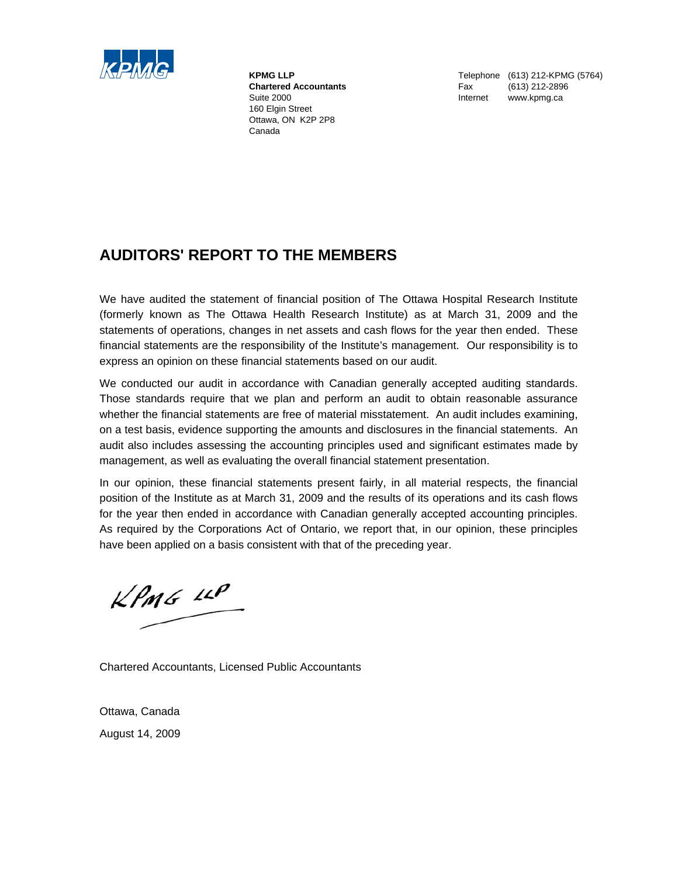**KPMG LLP**
**Chartered Accountants**
Suite 2000
160 Elgin Street
Ottawa, ON K2P 2P8
Canada

Telephone (613) 212-KPMG (5764)
Fax (613) 212-2896
Internet www.kpmg.ca

## AUDITORS' REPORT TO THE MEMBERS

We have audited the statement of financial position of The Ottawa Hospital Research Institute (formerly known as The Ottawa Health Research Institute) as at March 31, 2009 and the statements of operations, changes in net assets and cash flows for the year then ended. These financial statements are the responsibility of the Institute's management. Our responsibility is to express an opinion on these financial statements based on our audit.

We conducted our audit in accordance with Canadian generally accepted auditing standards. Those standards require that we plan and perform an audit to obtain reasonable assurance whether the financial statements are free of material misstatement. An audit includes examining, on a test basis, evidence supporting the amounts and disclosures in the financial statements. An audit also includes assessing the accounting principles used and significant estimates made by management, as well as evaluating the overall financial statement presentation.

In our opinion, these financial statements present fairly, in all material respects, the financial position of the Institute as at March 31, 2009 and the results of its operations and its cash flows for the year then ended in accordance with Canadian generally accepted accounting principles. As required by the Corporations Act of Ontario, we report that, in our opinion, these principles have been applied on a basis consistent with that of the preceding year.

KPMG LLP

Chartered Accountants, Licensed Public Accountants

Ottawa, Canada

August 14, 2009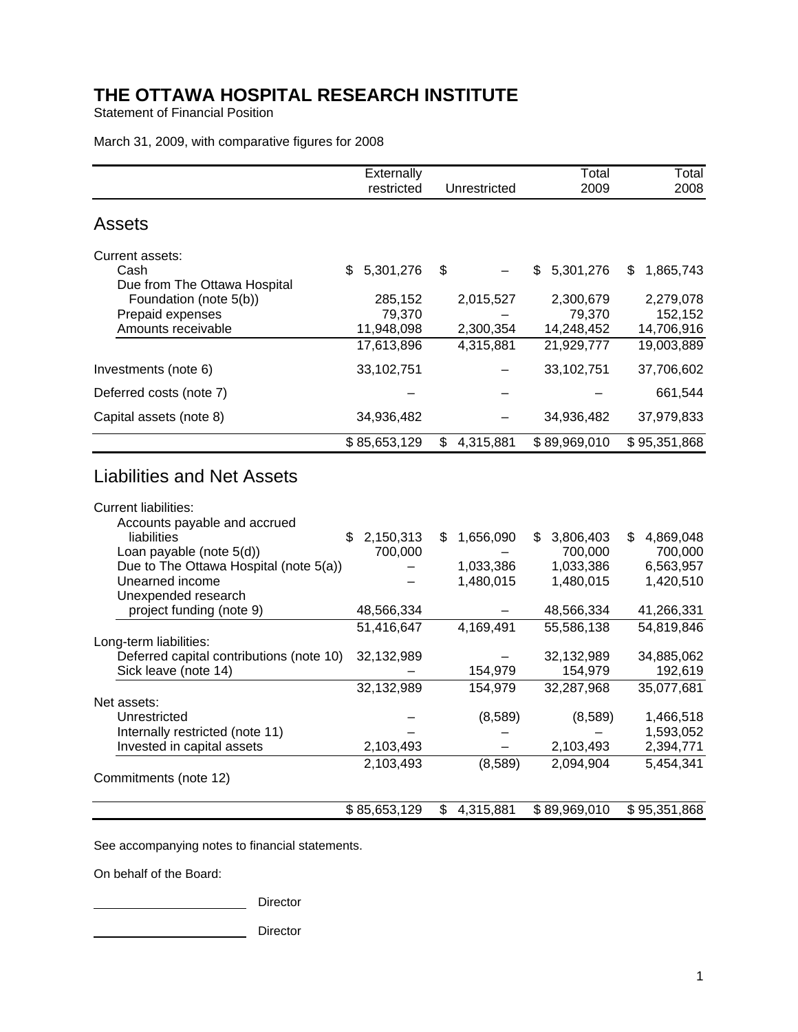# THE OTTAWA HOSPITAL RESEARCH INSTITUTE

Statement of Financial Position

March 31, 2009, with comparative figures for 2008

| | Externally restricted | Unrestricted | Total 2009 | Total 2008 |
|---|---|---|---|---|
| **Assets** | | | | |
| Current assets: | | | | |
| Cash | $ 5,301,276 | $ – | $ 5,301,276 | $ 1,865,743 |
| Due from The Ottawa Hospital Foundation (note 5(b)) | 285,152 | 2,015,527 | 2,300,679 | 2,279,078 |
| Prepaid expenses | 79,370 | – | 79,370 | 152,152 |
| Amounts receivable | 11,948,098 | 2,300,354 | 14,248,452 | 14,706,916 |
| | 17,613,896 | 4,315,881 | 21,929,777 | 19,003,889 |
| Investments (note 6) | 33,102,751 | – | 33,102,751 | 37,706,602 |
| Deferred costs (note 7) | – | – | – | 661,544 |
| Capital assets (note 8) | 34,936,482 | – | 34,936,482 | 37,979,833 |
| | $ 85,653,129 | $ 4,315,881 | $ 89,969,010 | $ 95,351,868 |
| **Liabilities and Net Assets** | | | | |
| Current liabilities: | | | | |
| Accounts payable and accrued liabilities | $ 2,150,313 | $ 1,656,090 | $ 3,806,403 | $ 4,869,048 |
| Loan payable (note 5(d)) | 700,000 | – | 700,000 | 700,000 |
| Due to The Ottawa Hospital (note 5(a)) | – | 1,033,386 | 1,033,386 | 6,563,957 |
| Unearned income | – | 1,480,015 | 1,480,015 | 1,420,510 |
| Unexpended research project funding (note 9) | 48,566,334 | – | 48,566,334 | 41,266,331 |
| | 51,416,647 | 4,169,491 | 55,586,138 | 54,819,846 |
| Long-term liabilities: | | | | |
| Deferred capital contributions (note 10) | 32,132,989 | – | 32,132,989 | 34,885,062 |
| Sick leave (note 14) | – | 154,979 | 154,979 | 192,619 |
| | 32,132,989 | 154,979 | 32,287,968 | 35,077,681 |
| Net assets: | | | | |
| Unrestricted | – | (8,589) | (8,589) | 1,466,518 |
| Internally restricted (note 11) | – | – | – | 1,593,052 |
| Invested in capital assets | 2,103,493 | – | 2,103,493 | 2,394,771 |
| | 2,103,493 | (8,589) | 2,094,904 | 5,454,341 |
| Commitments (note 12) | | | | |
| | $ 85,653,129 | $ 4,315,881 | $ 89,969,010 | $ 95,351,868 |

See accompanying notes to financial statements.

On behalf of the Board:

\_\_\_\_\_\_\_\_\_\_\_\_\_\_\_\_\_\_\_\_ Director

\_\_\_\_\_\_\_\_\_\_\_\_\_\_\_\_\_\_\_\_ Director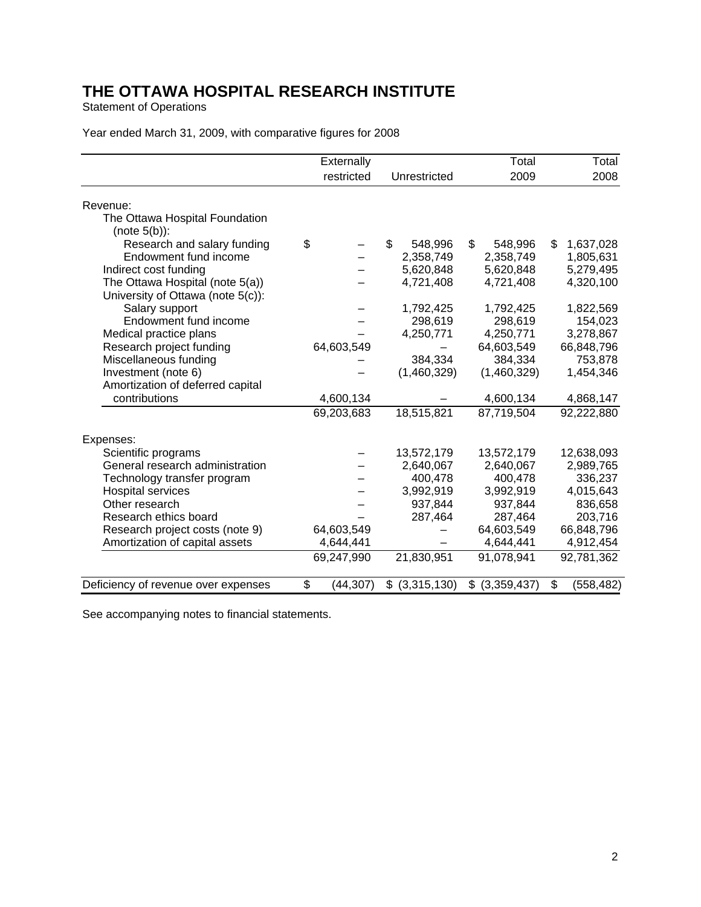# THE OTTAWA HOSPITAL RESEARCH INSTITUTE

Statement of Operations

Year ended March 31, 2009, with comparative figures for 2008

| | Externally restricted | Unrestricted | Total 2009 | Total 2008 |
|---|---|---|---|---|
| Revenue: | | | | |
| The Ottawa Hospital Foundation (note 5(b)): | | | | |
| Research and salary funding | $ – | $ 548,996 | $ 548,996 | $ 1,637,028 |
| Endowment fund income | – | 2,358,749 | 2,358,749 | 1,805,631 |
| Indirect cost funding | – | 5,620,848 | 5,620,848 | 5,279,495 |
| The Ottawa Hospital (note 5(a)) | – | 4,721,408 | 4,721,408 | 4,320,100 |
| University of Ottawa (note 5(c)): | | | | |
| Salary support | – | 1,792,425 | 1,792,425 | 1,822,569 |
| Endowment fund income | – | 298,619 | 298,619 | 154,023 |
| Medical practice plans | – | 4,250,771 | 4,250,771 | 3,278,867 |
| Research project funding | 64,603,549 | – | 64,603,549 | 66,848,796 |
| Miscellaneous funding | – | 384,334 | 384,334 | 753,878 |
| Investment (note 6) | – | (1,460,329) | (1,460,329) | 1,454,346 |
| Amortization of deferred capital contributions | 4,600,134 | – | 4,600,134 | 4,868,147 |
| | 69,203,683 | 18,515,821 | 87,719,504 | 92,222,880 |
| Expenses: | | | | |
| Scientific programs | – | 13,572,179 | 13,572,179 | 12,638,093 |
| General research administration | – | 2,640,067 | 2,640,067 | 2,989,765 |
| Technology transfer program | – | 400,478 | 400,478 | 336,237 |
| Hospital services | – | 3,992,919 | 3,992,919 | 4,015,643 |
| Other research | – | 937,844 | 937,844 | 836,658 |
| Research ethics board | – | 287,464 | 287,464 | 203,716 |
| Research project costs (note 9) | 64,603,549 | – | 64,603,549 | 66,848,796 |
| Amortization of capital assets | 4,644,441 | – | 4,644,441 | 4,912,454 |
| | 69,247,990 | 21,830,951 | 91,078,941 | 92,781,362 |
| Deficiency of revenue over expenses | $ (44,307) | $ (3,315,130) | $ (3,359,437) | $ (558,482) |

See accompanying notes to financial statements.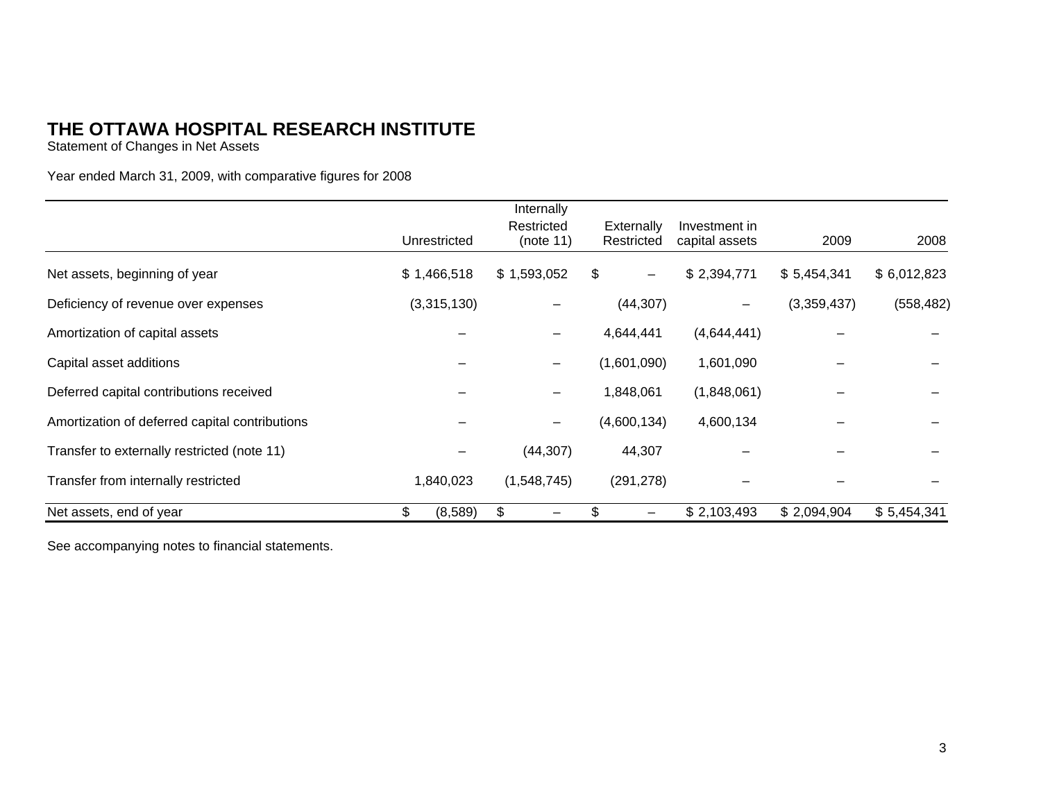# THE OTTAWA HOSPITAL RESEARCH INSTITUTE

Statement of Changes in Net Assets

Year ended March 31, 2009, with comparative figures for 2008

| | Unrestricted | Internally Restricted (note 11) | Externally Restricted | Investment in capital assets | 2009 | 2008 |
|---|---|---|---|---|---|---|
| Net assets, beginning of year | $ 1,466,518 | $ 1,593,052 | $ – | $ 2,394,771 | $ 5,454,341 | $ 6,012,823 |
| Deficiency of revenue over expenses | (3,315,130) | – | (44,307) | – | (3,359,437) | (558,482) |
| Amortization of capital assets | – | – | 4,644,441 | (4,644,441) | – | – |
| Capital asset additions | – | – | (1,601,090) | 1,601,090 | – | – |
| Deferred capital contributions received | – | – | 1,848,061 | (1,848,061) | – | – |
| Amortization of deferred capital contributions | – | – | (4,600,134) | 4,600,134 | – | – |
| Transfer to externally restricted (note 11) | – | (44,307) | 44,307 | – | – | – |
| Transfer from internally restricted | 1,840,023 | (1,548,745) | (291,278) | – | – | – |
| Net assets, end of year | $ (8,589) | $ – | $ – | $ 2,103,493 | $ 2,094,904 | $ 5,454,341 |

See accompanying notes to financial statements.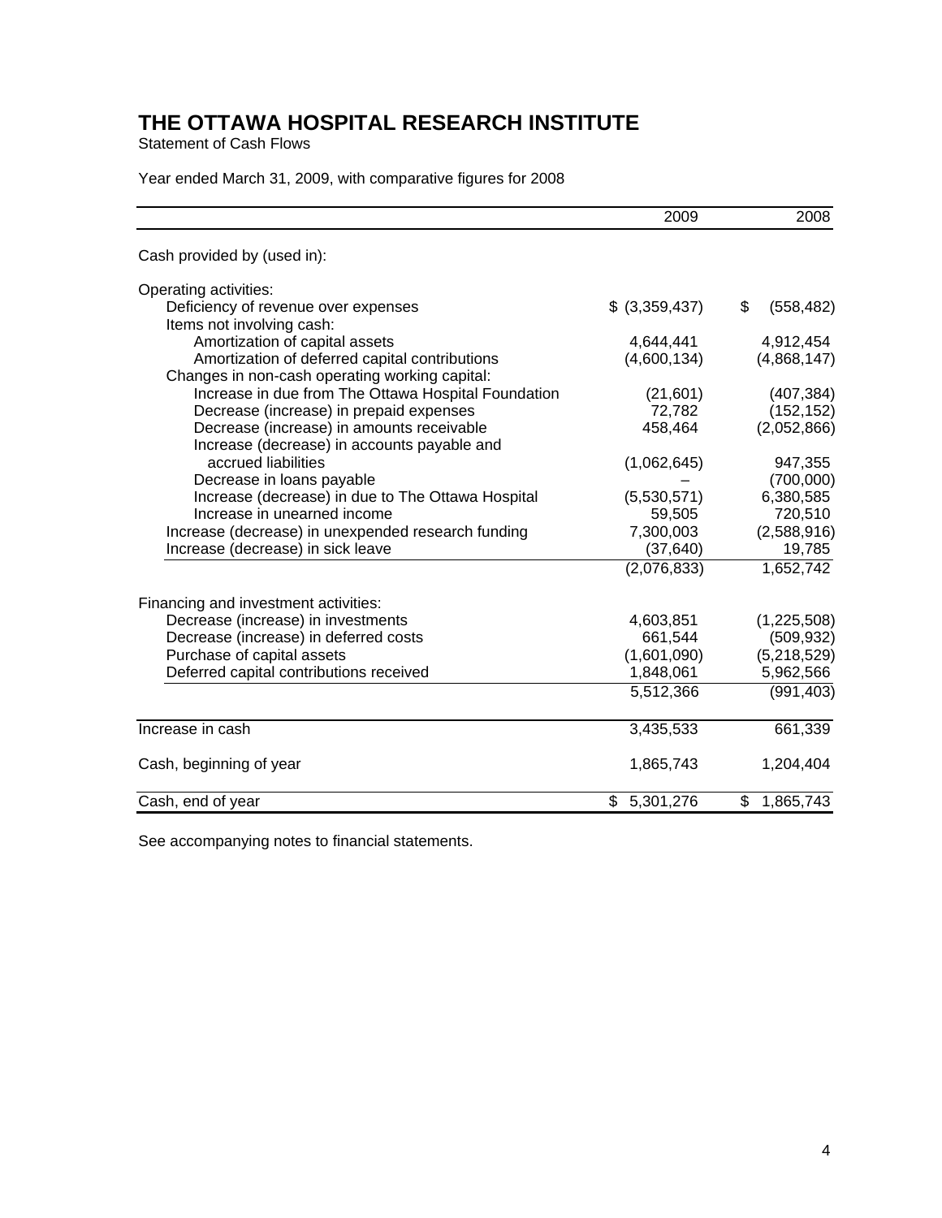# THE OTTAWA HOSPITAL RESEARCH INSTITUTE

Statement of Cash Flows

Year ended March 31, 2009, with comparative figures for 2008

| | 2009 | 2008 |
|---|---|---|
| Cash provided by (used in): | | |
| Operating activities: | | |
| Deficiency of revenue over expenses | $ (3,359,437) | $ (558,482) |
| Items not involving cash: | | |
| Amortization of capital assets | 4,644,441 | 4,912,454 |
| Amortization of deferred capital contributions | (4,600,134) | (4,868,147) |
| Changes in non-cash operating working capital: | | |
| Increase in due from The Ottawa Hospital Foundation | (21,601) | (407,384) |
| Decrease (increase) in prepaid expenses | 72,782 | (152,152) |
| Decrease (increase) in amounts receivable | 458,464 | (2,052,866) |
| Increase (decrease) in accounts payable and accrued liabilities | (1,062,645) | 947,355 |
| Decrease in loans payable | – | (700,000) |
| Increase (decrease) in due to The Ottawa Hospital | (5,530,571) | 6,380,585 |
| Increase in unearned income | 59,505 | 720,510 |
| Increase (decrease) in unexpended research funding | 7,300,003 | (2,588,916) |
| Increase (decrease) in sick leave | (37,640) | 19,785 |
| | (2,076,833) | 1,652,742 |
| Financing and investment activities: | | |
| Decrease (increase) in investments | 4,603,851 | (1,225,508) |
| Decrease (increase) in deferred costs | 661,544 | (509,932) |
| Purchase of capital assets | (1,601,090) | (5,218,529) |
| Deferred capital contributions received | 1,848,061 | 5,962,566 |
| | 5,512,366 | (991,403) |
| Increase in cash | 3,435,533 | 661,339 |
| Cash, beginning of year | 1,865,743 | 1,204,404 |
| Cash, end of year | $ 5,301,276 | $ 1,865,743 |

See accompanying notes to financial statements.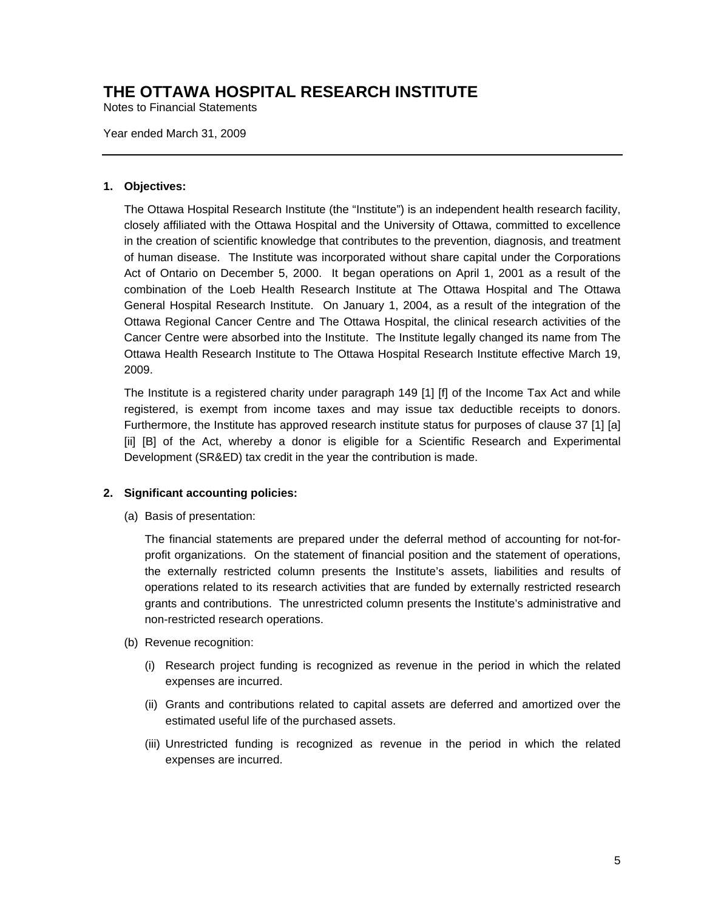# THE OTTAWA HOSPITAL RESEARCH INSTITUTE

Notes to Financial Statements

Year ended March 31, 2009

---

**1. Objectives:**

The Ottawa Hospital Research Institute (the "Institute") is an independent health research facility, closely affiliated with the Ottawa Hospital and the University of Ottawa, committed to excellence in the creation of scientific knowledge that contributes to the prevention, diagnosis, and treatment of human disease. The Institute was incorporated without share capital under the Corporations Act of Ontario on December 5, 2000. It began operations on April 1, 2001 as a result of the combination of the Loeb Health Research Institute at The Ottawa Hospital and The Ottawa General Hospital Research Institute. On January 1, 2004, as a result of the integration of the Ottawa Regional Cancer Centre and The Ottawa Hospital, the clinical research activities of the Cancer Centre were absorbed into the Institute. The Institute legally changed its name from The Ottawa Health Research Institute to The Ottawa Hospital Research Institute effective March 19, 2009.

The Institute is a registered charity under paragraph 149 [1] [f] of the Income Tax Act and while registered, is exempt from income taxes and may issue tax deductible receipts to donors. Furthermore, the Institute has approved research institute status for purposes of clause 37 [1] [a] [ii] [B] of the Act, whereby a donor is eligible for a Scientific Research and Experimental Development (SR&ED) tax credit in the year the contribution is made.

**2. Significant accounting policies:**

(a) Basis of presentation:

The financial statements are prepared under the deferral method of accounting for not-for-profit organizations. On the statement of financial position and the statement of operations, the externally restricted column presents the Institute's assets, liabilities and results of operations related to its research activities that are funded by externally restricted research grants and contributions. The unrestricted column presents the Institute's administrative and non-restricted research operations.

(b) Revenue recognition:

(i) Research project funding is recognized as revenue in the period in which the related expenses are incurred.

(ii) Grants and contributions related to capital assets are deferred and amortized over the estimated useful life of the purchased assets.

(iii) Unrestricted funding is recognized as revenue in the period in which the related expenses are incurred.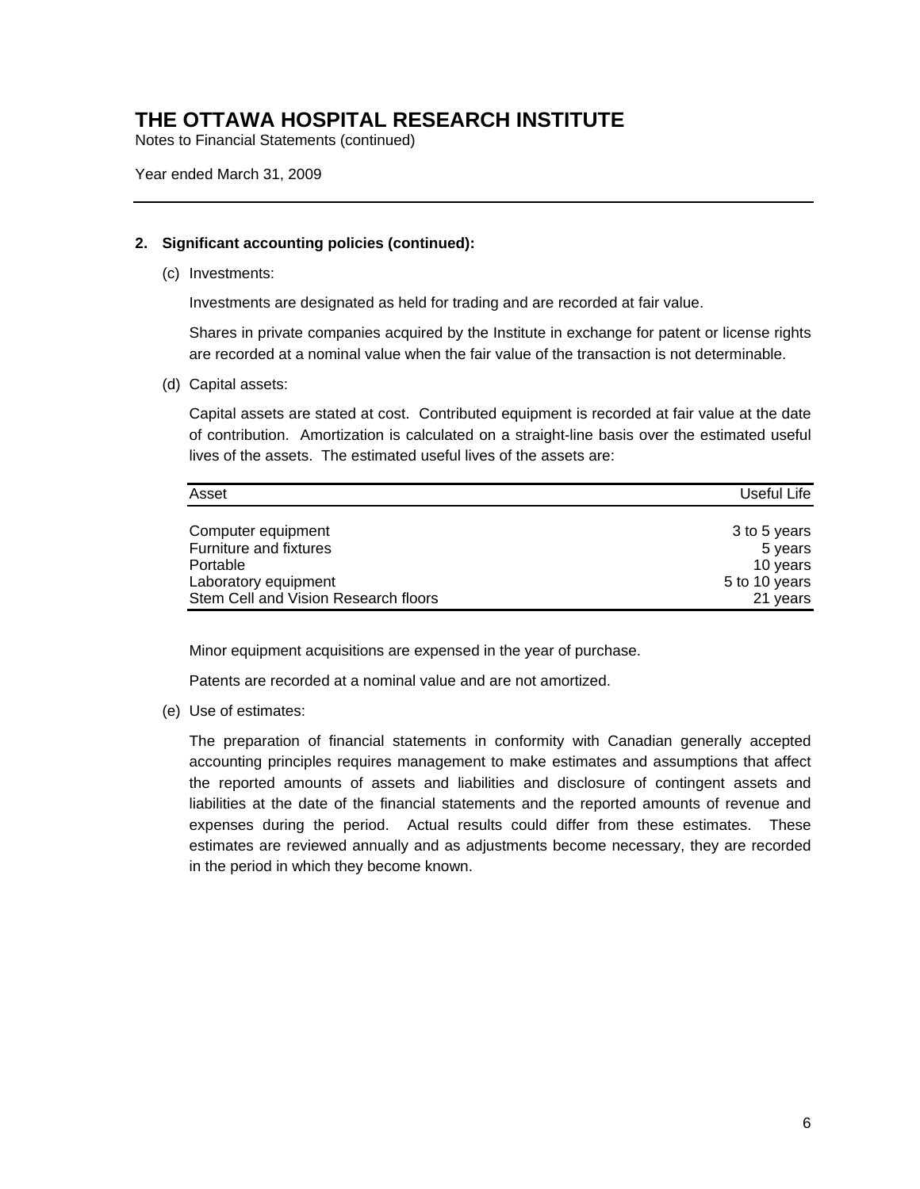# THE OTTAWA HOSPITAL RESEARCH INSTITUTE

Notes to Financial Statements (continued)

Year ended March 31, 2009

**2. Significant accounting policies (continued):**

(c) Investments:

Investments are designated as held for trading and are recorded at fair value.

Shares in private companies acquired by the Institute in exchange for patent or license rights are recorded at a nominal value when the fair value of the transaction is not determinable.

(d) Capital assets:

Capital assets are stated at cost. Contributed equipment is recorded at fair value at the date of contribution. Amortization is calculated on a straight-line basis over the estimated useful lives of the assets. The estimated useful lives of the assets are:

| Asset | Useful Life |
|---|---|
| Computer equipment | 3 to 5 years |
| Furniture and fixtures | 5 years |
| Portable | 10 years |
| Laboratory equipment | 5 to 10 years |
| Stem Cell and Vision Research floors | 21 years |

Minor equipment acquisitions are expensed in the year of purchase.

Patents are recorded at a nominal value and are not amortized.

(e) Use of estimates:

The preparation of financial statements in conformity with Canadian generally accepted accounting principles requires management to make estimates and assumptions that affect the reported amounts of assets and liabilities and disclosure of contingent assets and liabilities at the date of the financial statements and the reported amounts of revenue and expenses during the period. Actual results could differ from these estimates. These estimates are reviewed annually and as adjustments become necessary, they are recorded in the period in which they become known.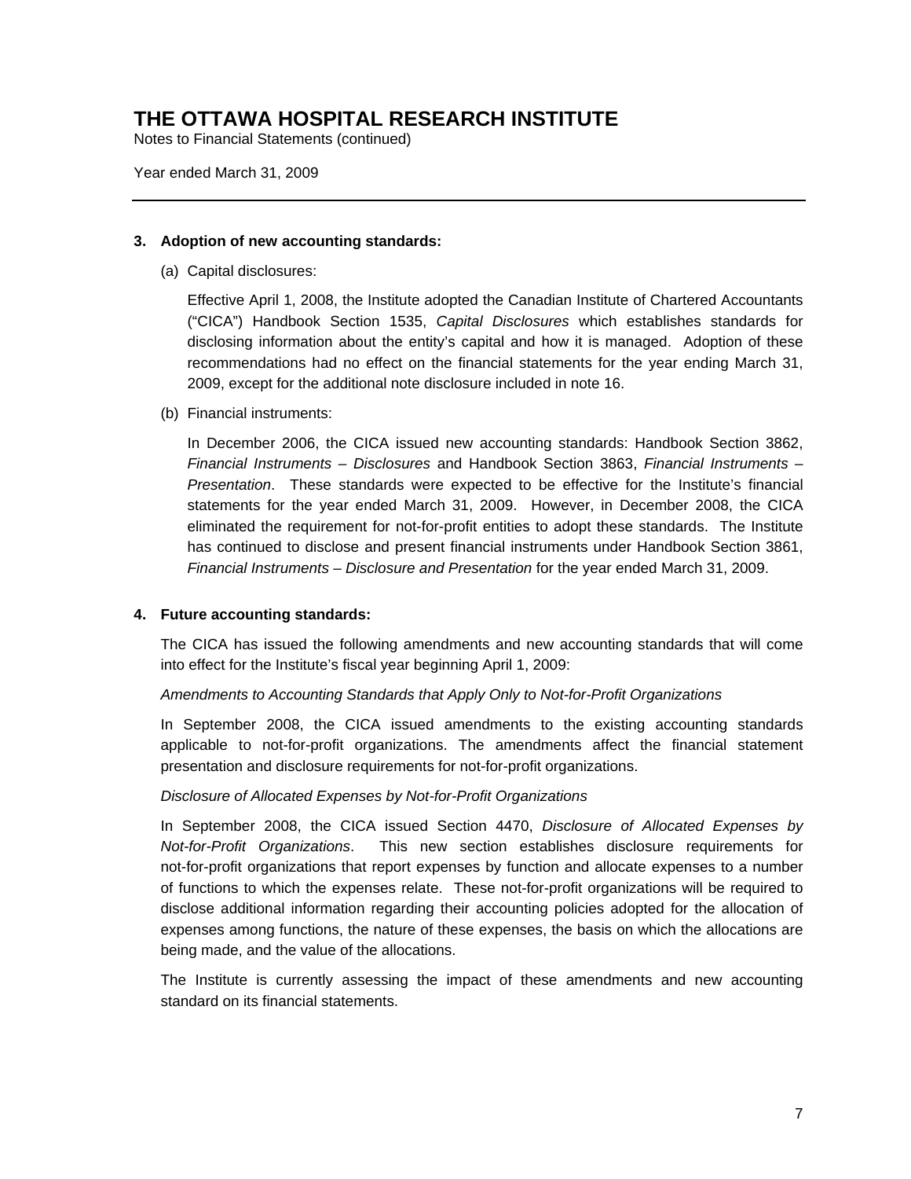**3. Adoption of new accounting standards:**

(a) Capital disclosures:

Effective April 1, 2008, the Institute adopted the Canadian Institute of Chartered Accountants ("CICA") Handbook Section 1535, *Capital Disclosures* which establishes standards for disclosing information about the entity's capital and how it is managed. Adoption of these recommendations had no effect on the financial statements for the year ending March 31, 2009, except for the additional note disclosure included in note 16.

(b) Financial instruments:

In December 2006, the CICA issued new accounting standards: Handbook Section 3862, *Financial Instruments – Disclosures* and Handbook Section 3863, *Financial Instruments – Presentation*. These standards were expected to be effective for the Institute's financial statements for the year ended March 31, 2009. However, in December 2008, the CICA eliminated the requirement for not-for-profit entities to adopt these standards. The Institute has continued to disclose and present financial instruments under Handbook Section 3861, *Financial Instruments – Disclosure and Presentation* for the year ended March 31, 2009.

**4. Future accounting standards:**

The CICA has issued the following amendments and new accounting standards that will come into effect for the Institute's fiscal year beginning April 1, 2009:

*Amendments to Accounting Standards that Apply Only to Not-for-Profit Organizations*

In September 2008, the CICA issued amendments to the existing accounting standards applicable to not-for-profit organizations. The amendments affect the financial statement presentation and disclosure requirements for not-for-profit organizations.

*Disclosure of Allocated Expenses by Not-for-Profit Organizations*

In September 2008, the CICA issued Section 4470, *Disclosure of Allocated Expenses by Not-for-Profit Organizations*. This new section establishes disclosure requirements for not-for-profit organizations that report expenses by function and allocate expenses to a number of functions to which the expenses relate. These not-for-profit organizations will be required to disclose additional information regarding their accounting policies adopted for the allocation of expenses among functions, the nature of these expenses, the basis on which the allocations are being made, and the value of the allocations.

The Institute is currently assessing the impact of these amendments and new accounting standard on its financial statements.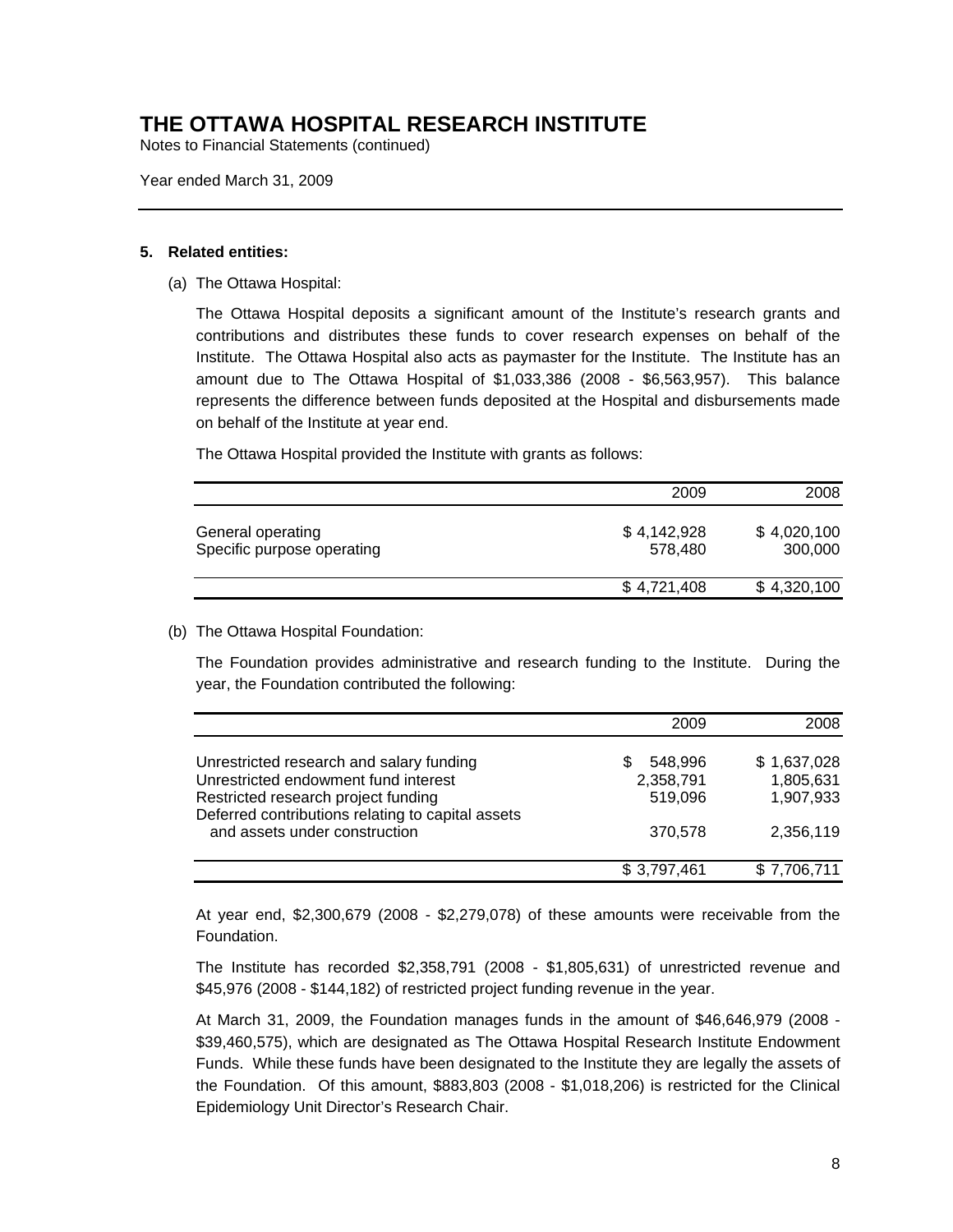# THE OTTAWA HOSPITAL RESEARCH INSTITUTE

Notes to Financial Statements (continued)

Year ended March 31, 2009

**5. Related entities:**

(a) The Ottawa Hospital:

The Ottawa Hospital deposits a significant amount of the Institute's research grants and contributions and distributes these funds to cover research expenses on behalf of the Institute. The Ottawa Hospital also acts as paymaster for the Institute. The Institute has an amount due to The Ottawa Hospital of $1,033,386 (2008 - $6,563,957). This balance represents the difference between funds deposited at the Hospital and disbursements made on behalf of the Institute at year end.

The Ottawa Hospital provided the Institute with grants as follows:

| | 2009 | 2008 |
|---|---|---|
| General operating | $ 4,142,928 | $ 4,020,100 |
| Specific purpose operating | 578,480 | 300,000 |
| | $ 4,721,408 | $ 4,320,100 |

(b) The Ottawa Hospital Foundation:

The Foundation provides administrative and research funding to the Institute. During the year, the Foundation contributed the following:

| | 2009 | 2008 |
|---|---|---|
| Unrestricted research and salary funding | $ 548,996 | $ 1,637,028 |
| Unrestricted endowment fund interest | 2,358,791 | 1,805,631 |
| Restricted research project funding | 519,096 | 1,907,933 |
| Deferred contributions relating to capital assets and assets under construction | 370,578 | 2,356,119 |
| | $ 3,797,461 | $ 7,706,711 |

At year end, $2,300,679 (2008 - $2,279,078) of these amounts were receivable from the Foundation.

The Institute has recorded $2,358,791 (2008 - $1,805,631) of unrestricted revenue and $45,976 (2008 - $144,182) of restricted project funding revenue in the year.

At March 31, 2009, the Foundation manages funds in the amount of $46,646,979 (2008 - $39,460,575), which are designated as The Ottawa Hospital Research Institute Endowment Funds. While these funds have been designated to the Institute they are legally the assets of the Foundation. Of this amount, $883,803 (2008 - $1,018,206) is restricted for the Clinical Epidemiology Unit Director's Research Chair.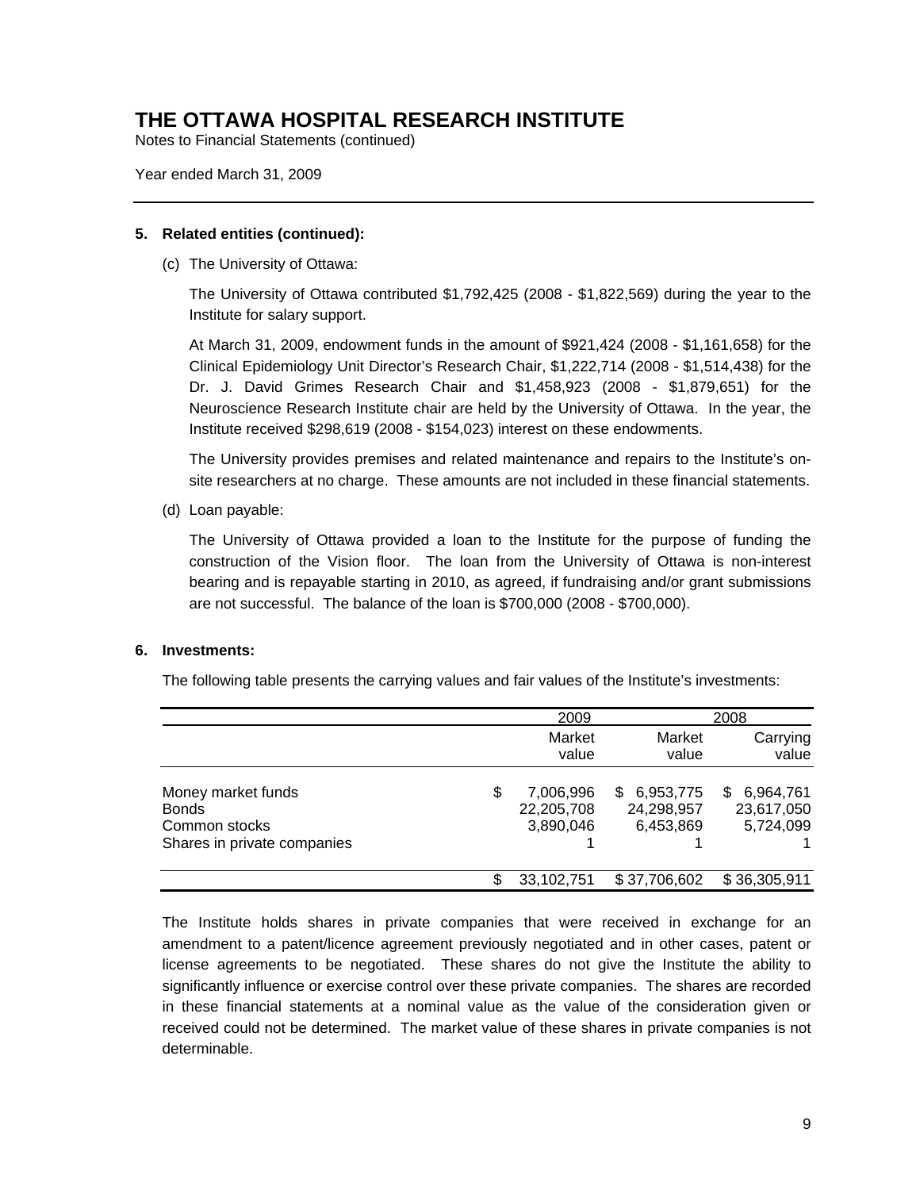# THE OTTAWA HOSPITAL RESEARCH INSTITUTE

Notes to Financial Statements (continued)

Year ended March 31, 2009

---

**5. Related entities (continued):**

(c) The University of Ottawa:

The University of Ottawa contributed $1,792,425 (2008 - $1,822,569) during the year to the Institute for salary support.

At March 31, 2009, endowment funds in the amount of $921,424 (2008 - $1,161,658) for the Clinical Epidemiology Unit Director's Research Chair, $1,222,714 (2008 - $1,514,438) for the Dr. J. David Grimes Research Chair and $1,458,923 (2008 - $1,879,651) for the Neuroscience Research Institute chair are held by the University of Ottawa. In the year, the Institute received $298,619 (2008 - $154,023) interest on these endowments.

The University provides premises and related maintenance and repairs to the Institute's on-site researchers at no charge. These amounts are not included in these financial statements.

(d) Loan payable:

The University of Ottawa provided a loan to the Institute for the purpose of funding the construction of the Vision floor. The loan from the University of Ottawa is non-interest bearing and is repayable starting in 2010, as agreed, if fundraising and/or grant submissions are not successful. The balance of the loan is $700,000 (2008 - $700,000).

**6. Investments:**

The following table presents the carrying values and fair values of the Institute's investments:

| | 2009 | 2008 | |
|---|---|---|---|
| | Market value | Market value | Carrying value |
| Money market funds | $ 7,006,996 | $ 6,953,775 | $ 6,964,761 |
| Bonds | 22,205,708 | 24,298,957 | 23,617,050 |
| Common stocks | 3,890,046 | 6,453,869 | 5,724,099 |
| Shares in private companies | 1 | 1 | 1 |
| | $ 33,102,751 | $ 37,706,602 | $ 36,305,911 |

The Institute holds shares in private companies that were received in exchange for an amendment to a patent/licence agreement previously negotiated and in other cases, patent or license agreements to be negotiated. These shares do not give the Institute the ability to significantly influence or exercise control over these private companies. The shares are recorded in these financial statements at a nominal value as the value of the consideration given or received could not be determined. The market value of these shares in private companies is not determinable.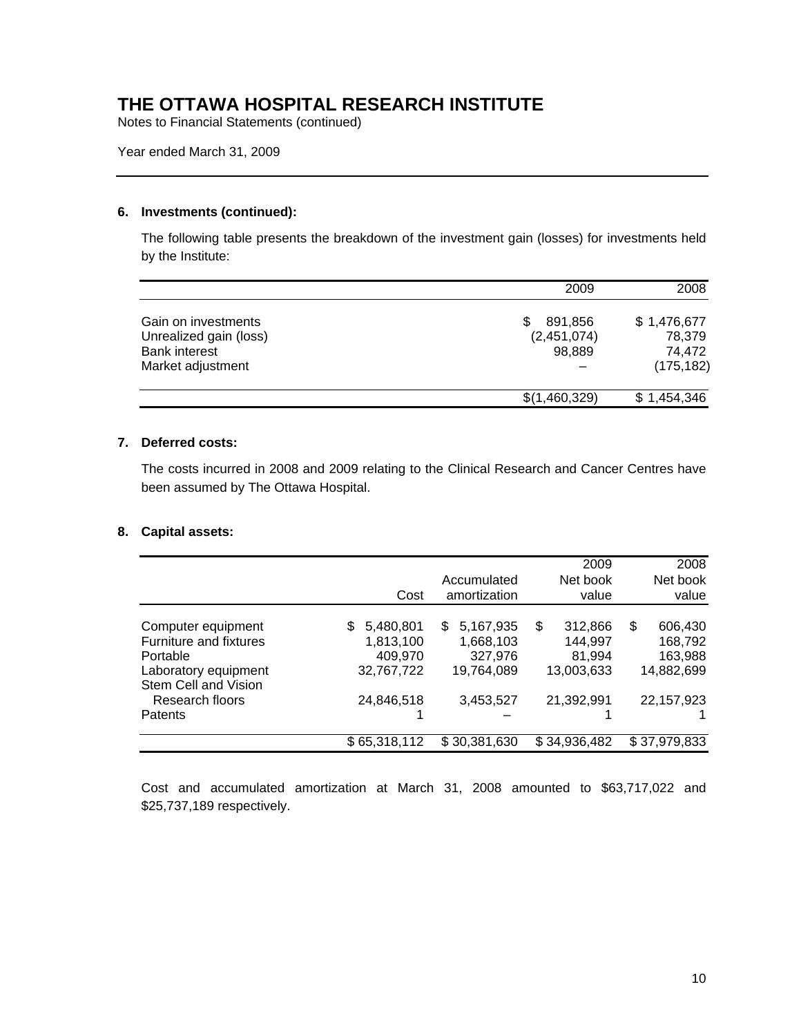# THE OTTAWA HOSPITAL RESEARCH INSTITUTE

Notes to Financial Statements (continued)

Year ended March 31, 2009

---

### 6. Investments (continued):

The following table presents the breakdown of the investment gain (losses) for investments held by the Institute:

| | 2009 | 2008 |
|---|---|---|
| Gain on investments | $ 891,856 | $ 1,476,677 |
| Unrealized gain (loss) | (2,451,074) | 78,379 |
| Bank interest | 98,889 | 74,472 |
| Market adjustment | – | (175,182) |
| | $(1,460,329) | $ 1,454,346 |

### 7. Deferred costs:

The costs incurred in 2008 and 2009 relating to the Clinical Research and Cancer Centres have been assumed by The Ottawa Hospital.

### 8. Capital assets:

| | Cost | Accumulated amortization | 2009 Net book value | 2008 Net book value |
|---|---|---|---|---|
| Computer equipment | $ 5,480,801 | $ 5,167,935 | $ 312,866 | $ 606,430 |
| Furniture and fixtures | 1,813,100 | 1,668,103 | 144,997 | 168,792 |
| Portable | 409,970 | 327,976 | 81,994 | 163,988 |
| Laboratory equipment | 32,767,722 | 19,764,089 | 13,003,633 | 14,882,699 |
| Stem Cell and Vision Research floors | 24,846,518 | 3,453,527 | 21,392,991 | 22,157,923 |
| Patents | 1 | – | 1 | 1 |
| | $ 65,318,112 | $ 30,381,630 | $ 34,936,482 | $ 37,979,833 |

Cost and accumulated amortization at March 31, 2008 amounted to $63,717,022 and $25,737,189 respectively.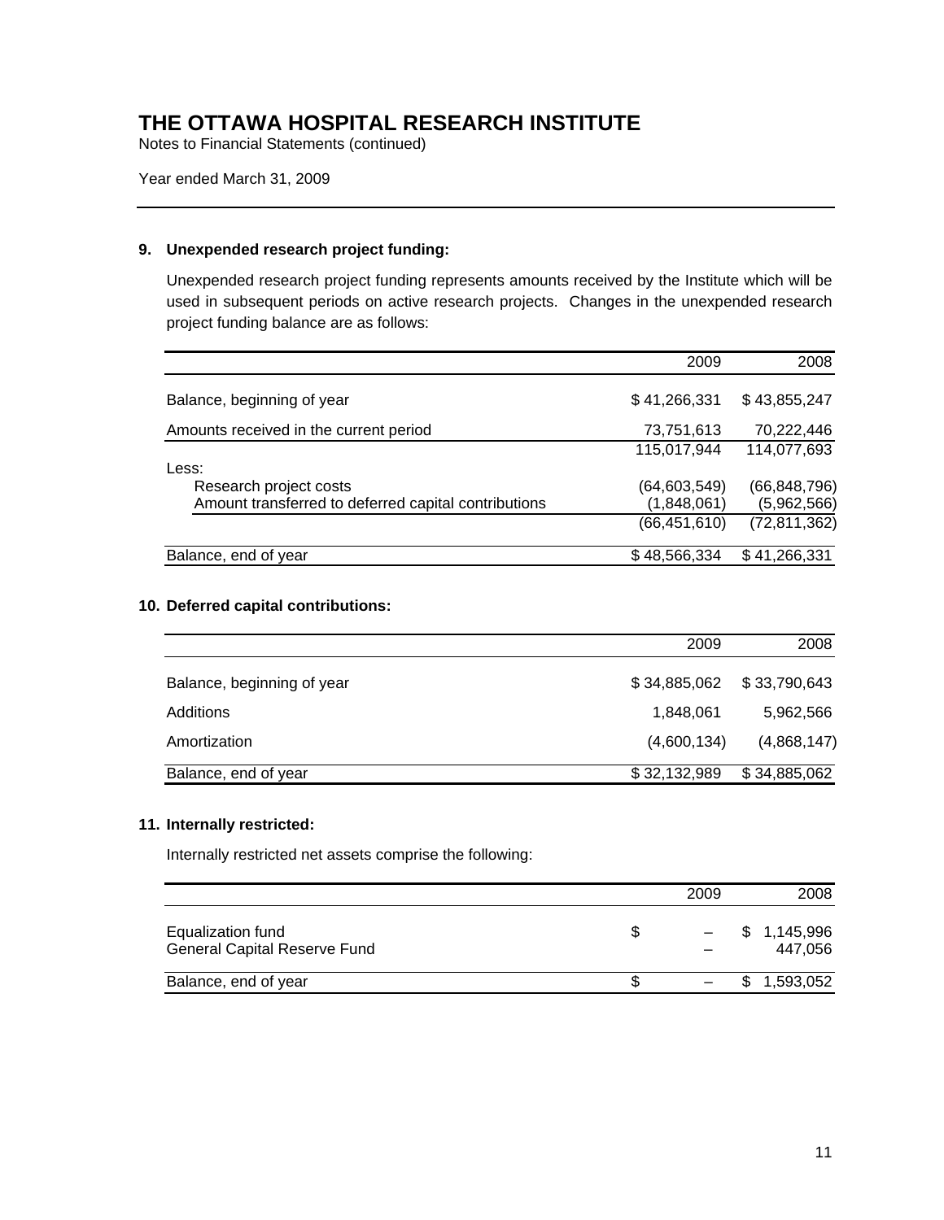# THE OTTAWA HOSPITAL RESEARCH INSTITUTE

Notes to Financial Statements (continued)

Year ended March 31, 2009

## 9. Unexpended research project funding:

Unexpended research project funding represents amounts received by the Institute which will be used in subsequent periods on active research projects. Changes in the unexpended research project funding balance are as follows:

| | 2009 | 2008 |
|---|---|---|
| Balance, beginning of year | $ 41,266,331 | $ 43,855,247 |
| Amounts received in the current period | 73,751,613 | 70,222,446 |
| | 115,017,944 | 114,077,693 |
| Less: | | |
| Research project costs | (64,603,549) | (66,848,796) |
| Amount transferred to deferred capital contributions | (1,848,061) | (5,962,566) |
| | (66,451,610) | (72,811,362) |
| Balance, end of year | $ 48,566,334 | $ 41,266,331 |

## 10. Deferred capital contributions:

| | 2009 | 2008 |
|---|---|---|
| Balance, beginning of year | $ 34,885,062 | $ 33,790,643 |
| Additions | 1,848,061 | 5,962,566 |
| Amortization | (4,600,134) | (4,868,147) |
| Balance, end of year | $ 32,132,989 | $ 34,885,062 |

## 11. Internally restricted:

Internally restricted net assets comprise the following:

| | 2009 | 2008 |
|---|---|---|
| Equalization fund | $ – | $ 1,145,996 |
| General Capital Reserve Fund | – | 447,056 |
| Balance, end of year | $ – | $ 1,593,052 |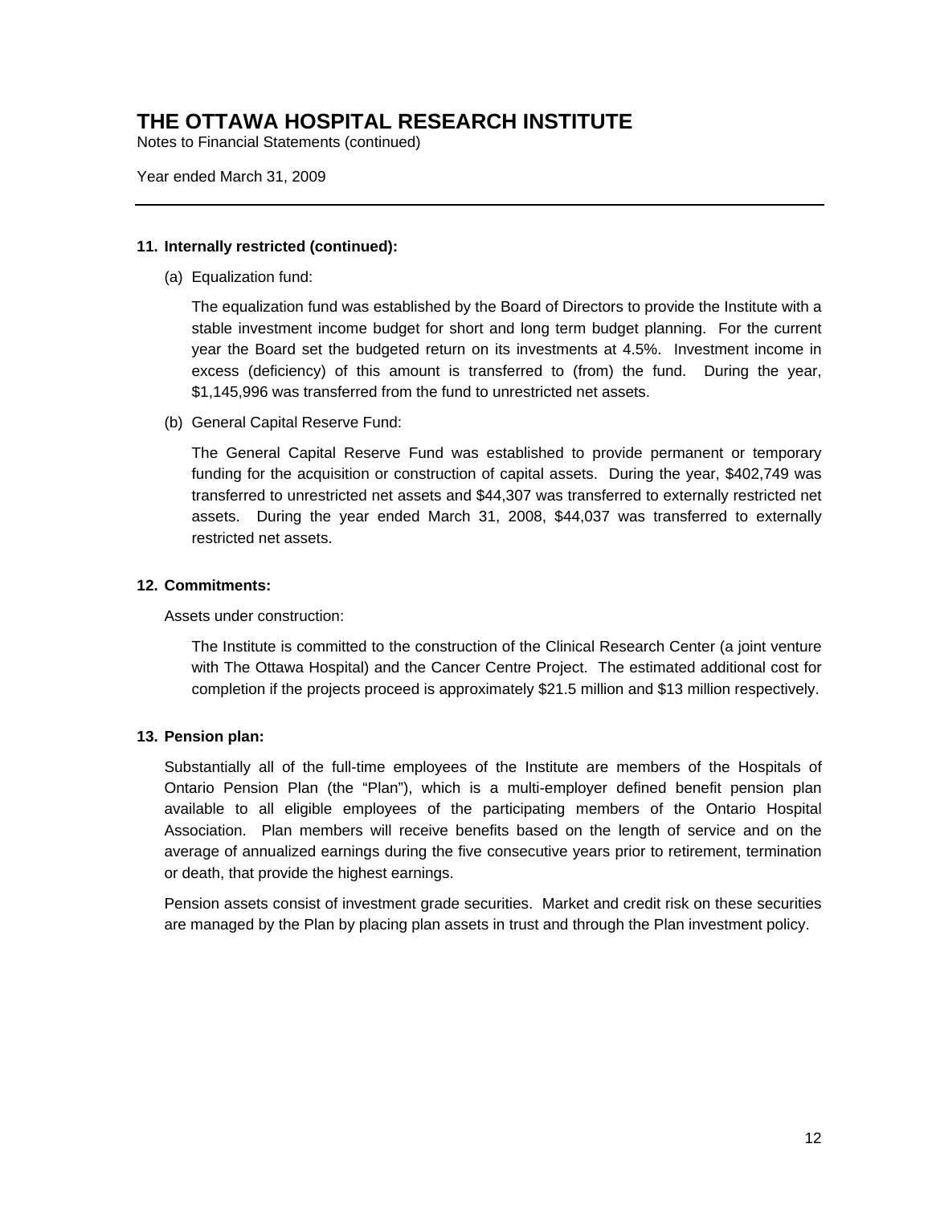# THE OTTAWA HOSPITAL RESEARCH INSTITUTE

Notes to Financial Statements (continued)

Year ended March 31, 2009

---

**11. Internally restricted (continued):**

(a) Equalization fund:

The equalization fund was established by the Board of Directors to provide the Institute with a stable investment income budget for short and long term budget planning. For the current year the Board set the budgeted return on its investments at 4.5%. Investment income in excess (deficiency) of this amount is transferred to (from) the fund. During the year, $1,145,996 was transferred from the fund to unrestricted net assets.

(b) General Capital Reserve Fund:

The General Capital Reserve Fund was established to provide permanent or temporary funding for the acquisition or construction of capital assets. During the year, $402,749 was transferred to unrestricted net assets and $44,307 was transferred to externally restricted net assets. During the year ended March 31, 2008, $44,037 was transferred to externally restricted net assets.

**12. Commitments:**

Assets under construction:

The Institute is committed to the construction of the Clinical Research Center (a joint venture with The Ottawa Hospital) and the Cancer Centre Project. The estimated additional cost for completion if the projects proceed is approximately $21.5 million and $13 million respectively.

**13. Pension plan:**

Substantially all of the full-time employees of the Institute are members of the Hospitals of Ontario Pension Plan (the "Plan"), which is a multi-employer defined benefit pension plan available to all eligible employees of the participating members of the Ontario Hospital Association. Plan members will receive benefits based on the length of service and on the average of annualized earnings during the five consecutive years prior to retirement, termination or death, that provide the highest earnings.

Pension assets consist of investment grade securities. Market and credit risk on these securities are managed by the Plan by placing plan assets in trust and through the Plan investment policy.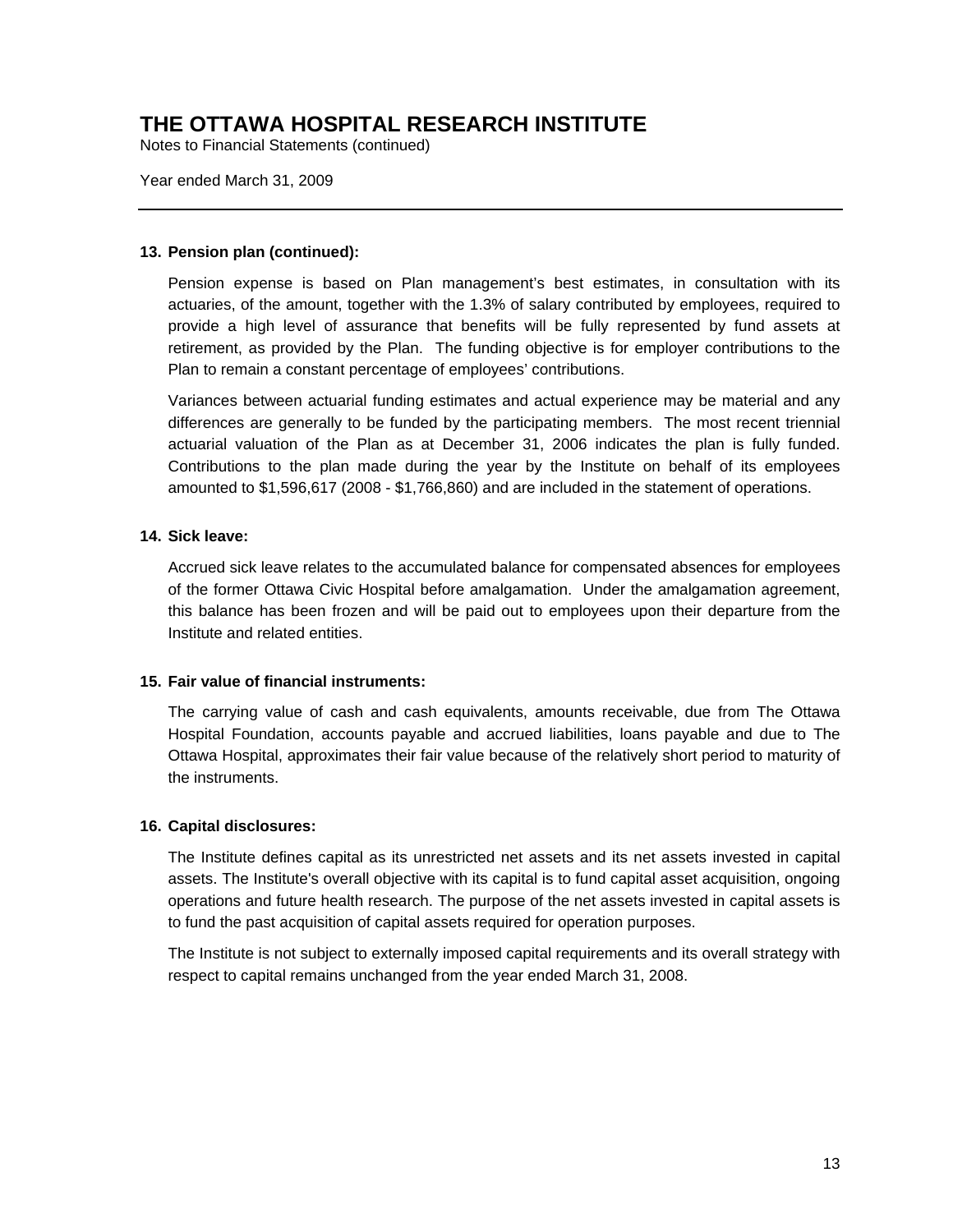# THE OTTAWA HOSPITAL RESEARCH INSTITUTE

Notes to Financial Statements (continued)

Year ended March 31, 2009

---

### 13. Pension plan (continued):

Pension expense is based on Plan management's best estimates, in consultation with its actuaries, of the amount, together with the 1.3% of salary contributed by employees, required to provide a high level of assurance that benefits will be fully represented by fund assets at retirement, as provided by the Plan. The funding objective is for employer contributions to the Plan to remain a constant percentage of employees' contributions.

Variances between actuarial funding estimates and actual experience may be material and any differences are generally to be funded by the participating members. The most recent triennial actuarial valuation of the Plan as at December 31, 2006 indicates the plan is fully funded. Contributions to the plan made during the year by the Institute on behalf of its employees amounted to $1,596,617 (2008 - $1,766,860) and are included in the statement of operations.

### 14. Sick leave:

Accrued sick leave relates to the accumulated balance for compensated absences for employees of the former Ottawa Civic Hospital before amalgamation. Under the amalgamation agreement, this balance has been frozen and will be paid out to employees upon their departure from the Institute and related entities.

### 15. Fair value of financial instruments:

The carrying value of cash and cash equivalents, amounts receivable, due from The Ottawa Hospital Foundation, accounts payable and accrued liabilities, loans payable and due to The Ottawa Hospital, approximates their fair value because of the relatively short period to maturity of the instruments.

### 16. Capital disclosures:

The Institute defines capital as its unrestricted net assets and its net assets invested in capital assets. The Institute's overall objective with its capital is to fund capital asset acquisition, ongoing operations and future health research. The purpose of the net assets invested in capital assets is to fund the past acquisition of capital assets required for operation purposes.

The Institute is not subject to externally imposed capital requirements and its overall strategy with respect to capital remains unchanged from the year ended March 31, 2008.